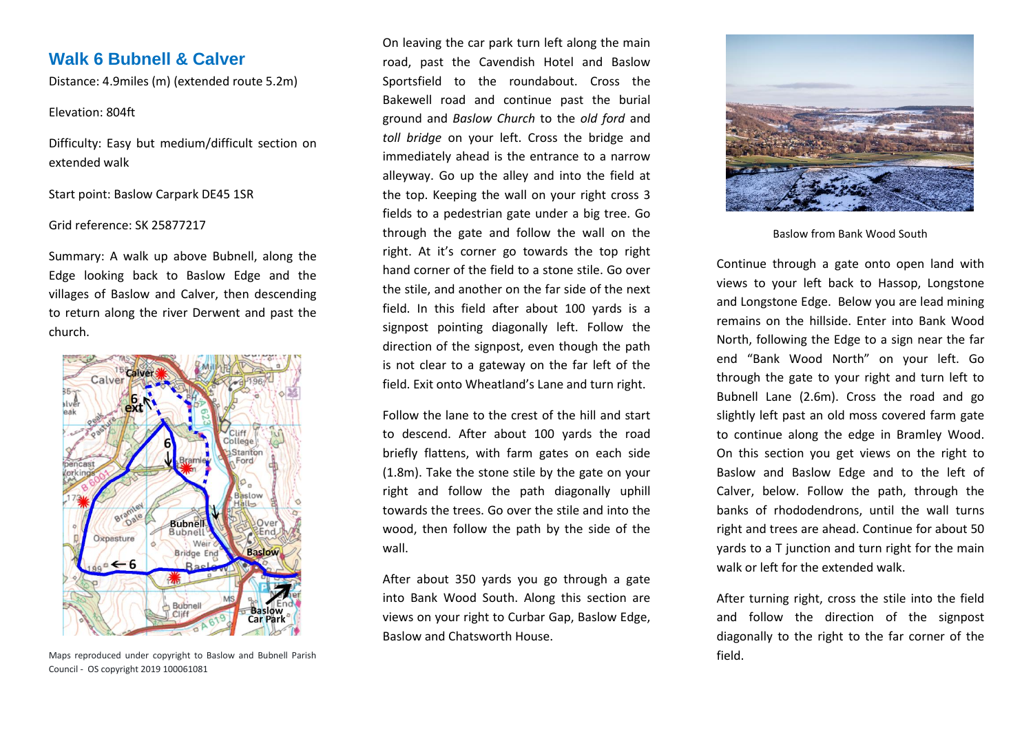## Walk 6 Bubnell & Calver

Distance: 4.9miles (m) (extended route 5.2m)

Elevation: 804ft

Difficulty: Easy but medium/difficult section on extended walk

Start point: Baslow Carpark DE45 1SR

Grid reference: SK 25877217

Summary: A walk up above Bubnell, along the Edge looking back to Baslow Edge and the villages of Baslow and Calver, then descending to return along the river Derwent and past the church.

Maps reproduced under copyright to Baslow and Bubnell Parish Council - OS copyright 2019 100061081

On leaving the car park turn left along the main road, past the Cavendish Hotel and Baslow Sportsfield to the roundabout. Cross the Bakewell road and continue past the burial ground and *Baslow Church* to the *old ford* and *toll bridge* on your left. Cross the bridge and immediately ahead is the entrance to a narrow alleyway. Go up the alley and into the field at the top. Keeping the wall on your right cross 3 fields to a pedestrian gate under a big tree. Go through the gate and follow the wall on the right. At it's corner go towards the top right hand corner of the field to a stone stile. Go over the stile, and another on the far side of the next field. In this field after about 100 yards is a signpost pointing diagonally left. Follow the direction of the signpost, even though the path is not clear to a gateway on the far left of the field. Exit onto Wheatland's Lane and turn right.

Follow the lane to the crest of the hill and start to descend. After about 100 yards the road briefly flattens, with farm gates on each side (1.8m). Take the stone stile by the gate on your right and follow the path diagonally uphill towards the trees. Go over the stile and into the wood, then follow the path by the side of the wall.

After about 350 yards you go through a gate into Bank Wood South. Along this section are views on your right to Curbar Gap, Baslow Edge, Baslow and Chatsworth House.

Baslow from Bank Wood South

Continue through a gate onto open land with views to your left back to Hassop, Longstone and Longstone Edge. Below you are lead mining remains on the hillside. Enter into Bank Wood North, following the Edge to a sign near the far end "Bank Wood North" on your left. Go through the gate to your right and turn left to Bubnell Lane (2.6m). Cross the road and go slightly left past an old moss covered farm gate to continue along the edge in Bramley Wood. On this section you get views on the right to Baslow and Baslow Edge and to the left of Calver, below. Follow the path, through the banks of rhododendrons, until the wall turns right and trees are ahead. Continue for about 50 yards to a T junction and turn right for the main walk or left for the extended walk.

After turning right, cross the stile into the field and follow the direction of the signpost diagonally to the right to the far corner of the field.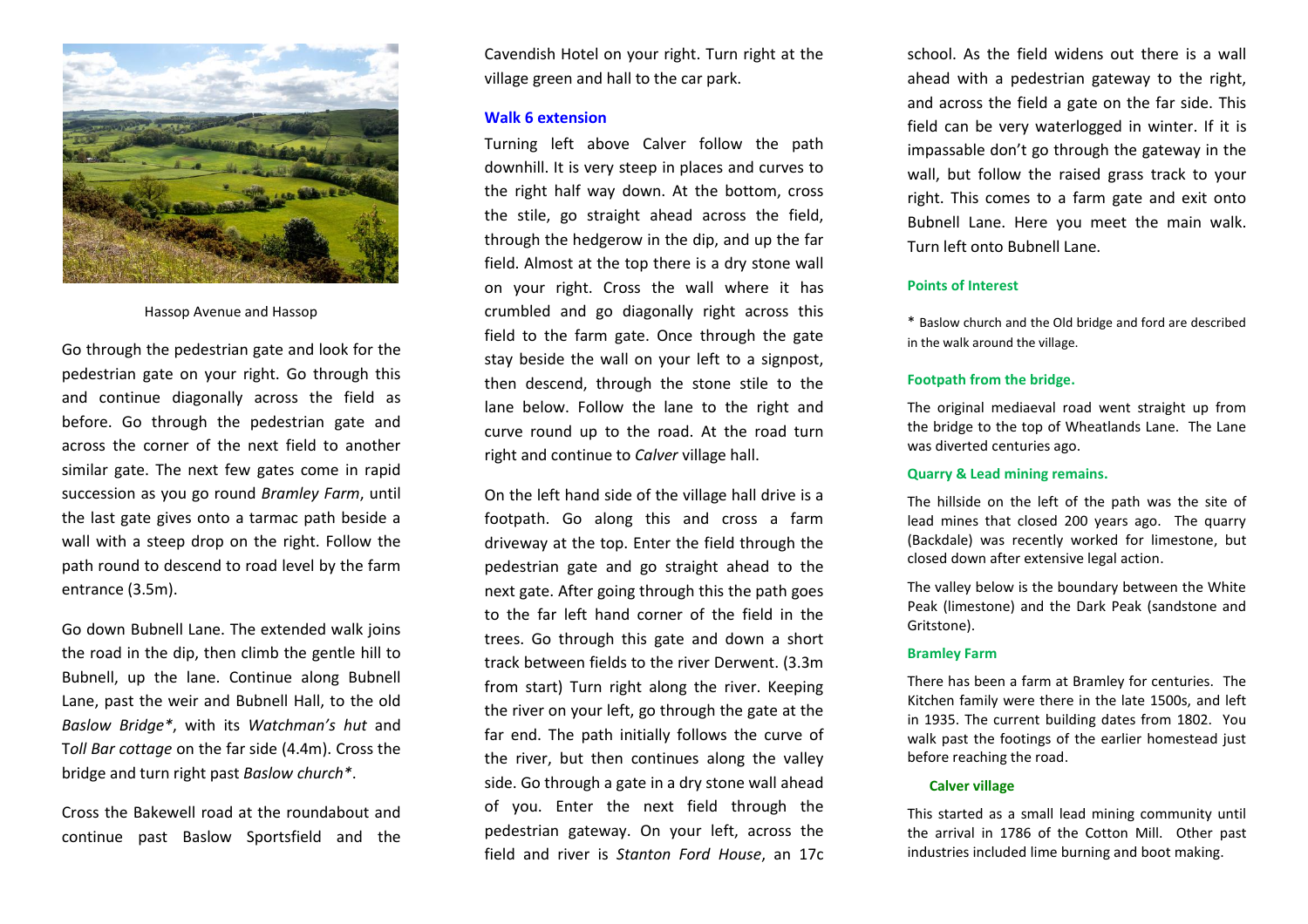Hassop Avenue and Hassop

Go through the pedestrian gate and look for the pedestrian gate on your right. Go through this and continue diagonally across the field as before. Go through the pedestrian gate and across the corner of the next field to another similar gate. The next few gates come in rapid succession as you go round *Bramley Farm*, until the last gate gives onto a tarmac path beside a wall with a steep drop on the right. Follow the path round to descend to road level by the farm entrance (3.5m).

Go down Bubnell Lane. The extended walk joins the road in the dip, then climb the gentle hill to Bubnell, up the lane. Continue along Bubnell Lane, past the weir and Bubnell Hall, to the old *Baslow Bridge**, with its *Watchman's hut* and T*oll Bar cottage* on the far side (4.4m). Cross the bridge and turn right past *Baslow church**.

Cross the Bakewell road at the roundabout and continue past Baslow Sportsfield and the Cavendish Hotel on your right. Turn right at the village green and hall to the car park.

## Walk 6 extension

Turning left above Calver follow the path downhill. It is very steep in places and curves to the right half way down. At the bottom, cross the stile, go straight ahead across the field, through the hedgerow in the dip, and up the far field. Almost at the top there is a dry stone wall on your right. Cross the wall where it has crumbled and go diagonally right across this field to the farm gate. Once through the gate stay beside the wall on your left to a signpost, then descend, through the stone stile to the lane below. Follow the lane to the right and curve round up to the road. At the road turn right and continue to *Calver* village hall.

On the left hand side of the village hall drive is a footpath. Go along this and cross a farm driveway at the top. Enter the field through the pedestrian gate and go straight ahead to the next gate. After going through this the path goes to the far left hand corner of the field in the trees. Go through this gate and down a short track between fields to the river Derwent. (3.3m from start) Turn right along the river. Keeping the river on your left, go through the gate at the far end. The path initially follows the curve of the river, but then continues along the valley side. Go through a gate in a dry stone wall ahead of you. Enter the next field through the pedestrian gateway. On your left, across the field and river is *Stanton Ford House*, an 17c school. As the field widens out there is a wall ahead with a pedestrian gateway to the right, and across the field a gate on the far side. This field can be very waterlogged in winter. If it is impassable don't go through the gateway in the wall, but follow the raised grass track to your right. This comes to a farm gate and exit onto Bubnell Lane. Here you meet the main walk. Turn left onto Bubnell Lane.

## Points of Interest

* Baslow church and the Old bridge and ford are described in the walk around the village.

### Footpath from the bridge.

The original mediaeval road went straight up from the bridge to the top of Wheatlands Lane. The Lane was diverted centuries ago.

### Quarry & Lead mining remains.

The hillside on the left of the path was the site of lead mines that closed 200 years ago. The quarry (Backdale) was recently worked for limestone, but closed down after extensive legal action.

The valley below is the boundary between the White Peak (limestone) and the Dark Peak (sandstone and Gritstone).

### Bramley Farm

There has been a farm at Bramley for centuries. The Kitchen family were there in the late 1500s, and left in 1935. The current building dates from 1802. You walk past the footings of the earlier homestead just before reaching the road.

### Calver village

This started as a small lead mining community until the arrival in 1786 of the Cotton Mill. Other past industries included lime burning and boot making.